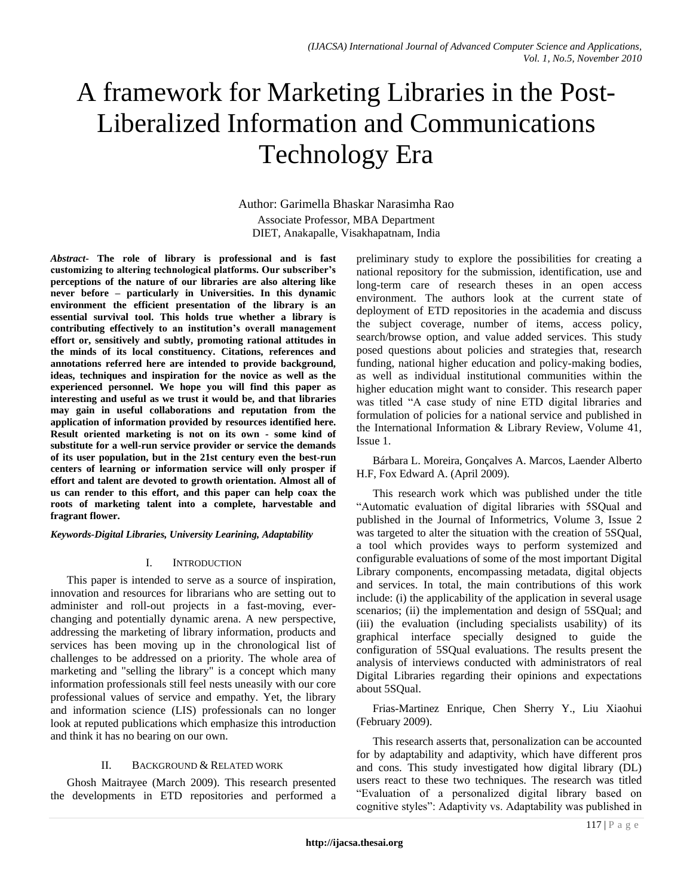# A framework for Marketing Libraries in the Post-Liberalized Information and Communications Technology Era

Author: Garimella Bhaskar Narasimha Rao

Associate Professor, MBA Department
DIET, Anakapalle, Visakhapatnam, India

***Abstract-*** **The role of library is professional and is fast customizing to altering technological platforms. Our subscriber's perceptions of the nature of our libraries are also altering like never before – particularly in Universities. In this dynamic environment the efficient presentation of the library is an essential survival tool. This holds true whether a library is contributing effectively to an institution's overall management effort or, sensitively and subtly, promoting rational attitudes in the minds of its local constituency. Citations, references and annotations referred here are intended to provide background, ideas, techniques and inspiration for the novice as well as the experienced personnel. We hope you will find this paper as interesting and useful as we trust it would be, and that libraries may gain in useful collaborations and reputation from the application of information provided by resources identified here. Result oriented marketing is not on its own - some kind of substitute for a well-run service provider or service the demands of its user population, but in the 21st century even the best-run centers of learning or information service will only prosper if effort and talent are devoted to growth orientation. Almost all of us can render to this effort, and this paper can help coax the roots of marketing talent into a complete, harvestable and fragrant flower.**

***Keywords-Digital Libraries, University Learining, Adaptability***

## I. Introduction

This paper is intended to serve as a source of inspiration, innovation and resources for librarians who are setting out to administer and roll-out projects in a fast-moving, ever-changing and potentially dynamic arena. A new perspective, addressing the marketing of library information, products and services has been moving up in the chronological list of challenges to be addressed on a priority. The whole area of marketing and "selling the library" is a concept which many information professionals still feel nests uneasily with our core professional values of service and empathy. Yet, the library and information science (LIS) professionals can no longer look at reputed publications which emphasize this introduction and think it has no bearing on our own.

## II. Background & Related work

Ghosh Maitrayee (March 2009). This research presented the developments in ETD repositories and performed a preliminary study to explore the possibilities for creating a national repository for the submission, identification, use and long-term care of research theses in an open access environment. The authors look at the current state of deployment of ETD repositories in the academia and discuss the subject coverage, number of items, access policy, search/browse option, and value added services. This study posed questions about policies and strategies that, research funding, national higher education and policy-making bodies, as well as individual institutional communities within the higher education might want to consider. This research paper was titled "A case study of nine ETD digital libraries and formulation of policies for a national service and published in the International Information & Library Review, Volume 41, Issue 1.

Bárbara L. Moreira, Gonçalves A. Marcos, Laender Alberto H.F, Fox Edward A. (April 2009).

This research work which was published under the title "Automatic evaluation of digital libraries with 5SQual and published in the Journal of Informetrics, Volume 3, Issue 2 was targeted to alter the situation with the creation of 5SQual, a tool which provides ways to perform systemized and configurable evaluations of some of the most important Digital Library components, encompassing metadata, digital objects and services. In total, the main contributions of this work include: (i) the applicability of the application in several usage scenarios; (ii) the implementation and design of 5SQual; and (iii) the evaluation (including specialists usability) of its graphical interface specially designed to guide the configuration of 5SQual evaluations. The results present the analysis of interviews conducted with administrators of real Digital Libraries regarding their opinions and expectations about 5SQual.

Frias-Martinez Enrique, Chen Sherry Y., Liu Xiaohui (February 2009).

This research asserts that, personalization can be accounted for by adaptability and adaptivity, which have different pros and cons. This study investigated how digital library (DL) users react to these two techniques. The research was titled "Evaluation of a personalized digital library based on cognitive styles": Adaptivity vs. Adaptability was published in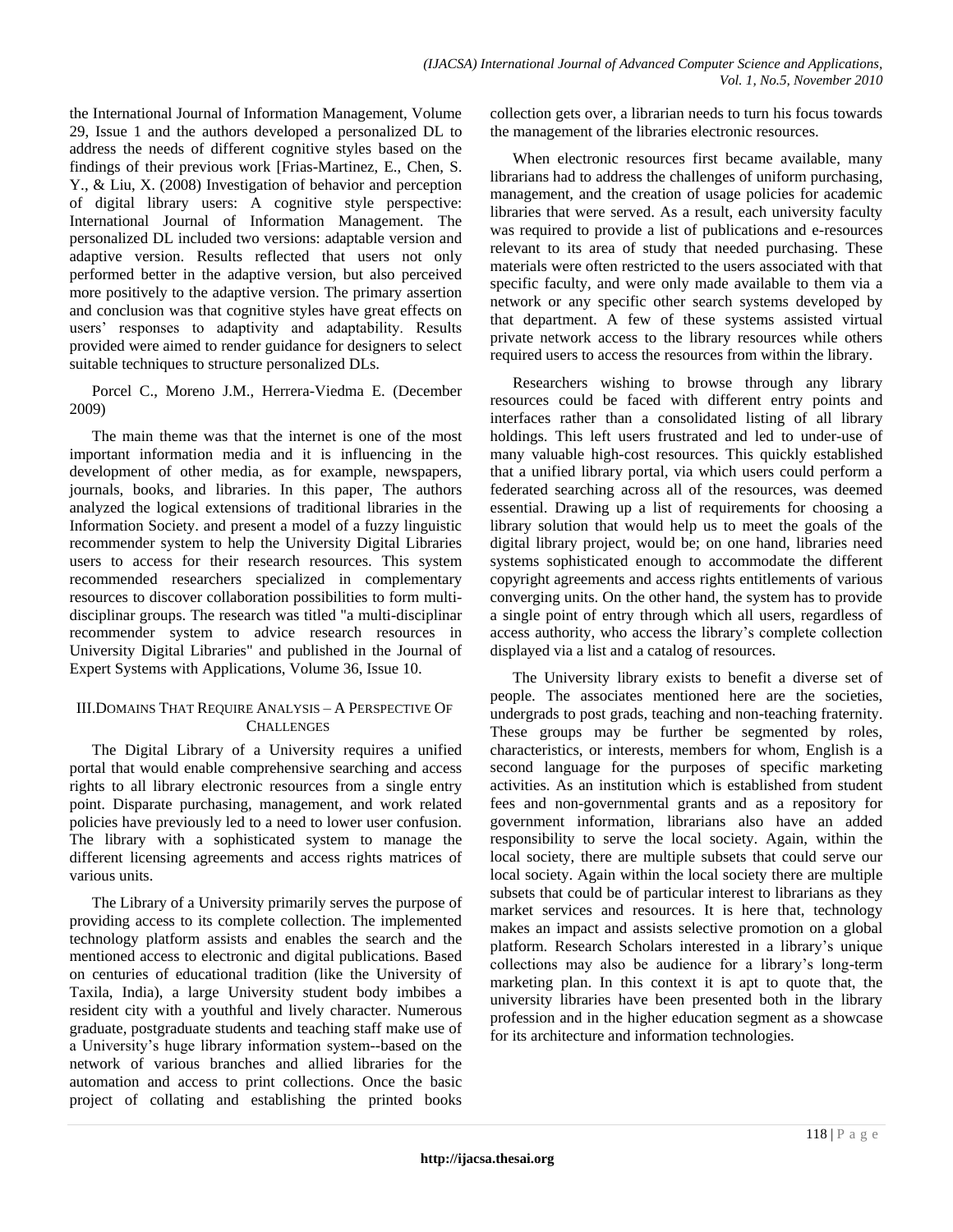the International Journal of Information Management, Volume 29, Issue 1 and the authors developed a personalized DL to address the needs of different cognitive styles based on the findings of their previous work [Frias-Martinez, E., Chen, S. Y., & Liu, X. (2008) Investigation of behavior and perception of digital library users: A cognitive style perspective: International Journal of Information Management. The personalized DL included two versions: adaptable version and adaptive version. Results reflected that users not only performed better in the adaptive version, but also perceived more positively to the adaptive version. The primary assertion and conclusion was that cognitive styles have great effects on users' responses to adaptivity and adaptability. Results provided were aimed to render guidance for designers to select suitable techniques to structure personalized DLs.

Porcel C., Moreno J.M., Herrera-Viedma E. (December 2009)

The main theme was that the internet is one of the most important information media and it is influencing in the development of other media, as for example, newspapers, journals, books, and libraries. In this paper, The authors analyzed the logical extensions of traditional libraries in the Information Society. and present a model of a fuzzy linguistic recommender system to help the University Digital Libraries users to access for their research resources. This system recommended researchers specialized in complementary resources to discover collaboration possibilities to form multi-disciplinar groups. The research was titled "a multi-disciplinar recommender system to advice research resources in University Digital Libraries" and published in the Journal of Expert Systems with Applications, Volume 36, Issue 10.

## III. Domains That Require Analysis – A Perspective Of Challenges

The Digital Library of a University requires a unified portal that would enable comprehensive searching and access rights to all library electronic resources from a single entry point. Disparate purchasing, management, and work related policies have previously led to a need to lower user confusion. The library with a sophisticated system to manage the different licensing agreements and access rights matrices of various units.

The Library of a University primarily serves the purpose of providing access to its complete collection. The implemented technology platform assists and enables the search and the mentioned access to electronic and digital publications. Based on centuries of educational tradition (like the University of Taxila, India), a large University student body imbibes a resident city with a youthful and lively character. Numerous graduate, postgraduate students and teaching staff make use of a University's huge library information system--based on the network of various branches and allied libraries for the automation and access to print collections. Once the basic project of collating and establishing the printed books collection gets over, a librarian needs to turn his focus towards the management of the libraries electronic resources.

When electronic resources first became available, many librarians had to address the challenges of uniform purchasing, management, and the creation of usage policies for academic libraries that were served. As a result, each university faculty was required to provide a list of publications and e-resources relevant to its area of study that needed purchasing. These materials were often restricted to the users associated with that specific faculty, and were only made available to them via a network or any specific other search systems developed by that department. A few of these systems assisted virtual private network access to the library resources while others required users to access the resources from within the library.

Researchers wishing to browse through any library resources could be faced with different entry points and interfaces rather than a consolidated listing of all library holdings. This left users frustrated and led to under-use of many valuable high-cost resources. This quickly established that a unified library portal, via which users could perform a federated searching across all of the resources, was deemed essential. Drawing up a list of requirements for choosing a library solution that would help us to meet the goals of the digital library project, would be; on one hand, libraries need systems sophisticated enough to accommodate the different copyright agreements and access rights entitlements of various converging units. On the other hand, the system has to provide a single point of entry through which all users, regardless of access authority, who access the library's complete collection displayed via a list and a catalog of resources.

The University library exists to benefit a diverse set of people. The associates mentioned here are the societies, undergrads to post grads, teaching and non-teaching fraternity. These groups may be further be segmented by roles, characteristics, or interests, members for whom, English is a second language for the purposes of specific marketing activities. As an institution which is established from student fees and non-governmental grants and as a repository for government information, librarians also have an added responsibility to serve the local society. Again, within the local society, there are multiple subsets that could serve our local society. Again within the local society there are multiple subsets that could be of particular interest to librarians as they market services and resources. It is here that, technology makes an impact and assists selective promotion on a global platform. Research Scholars interested in a library's unique collections may also be audience for a library's long-term marketing plan. In this context it is apt to quote that, the university libraries have been presented both in the library profession and in the higher education segment as a showcase for its architecture and information technologies.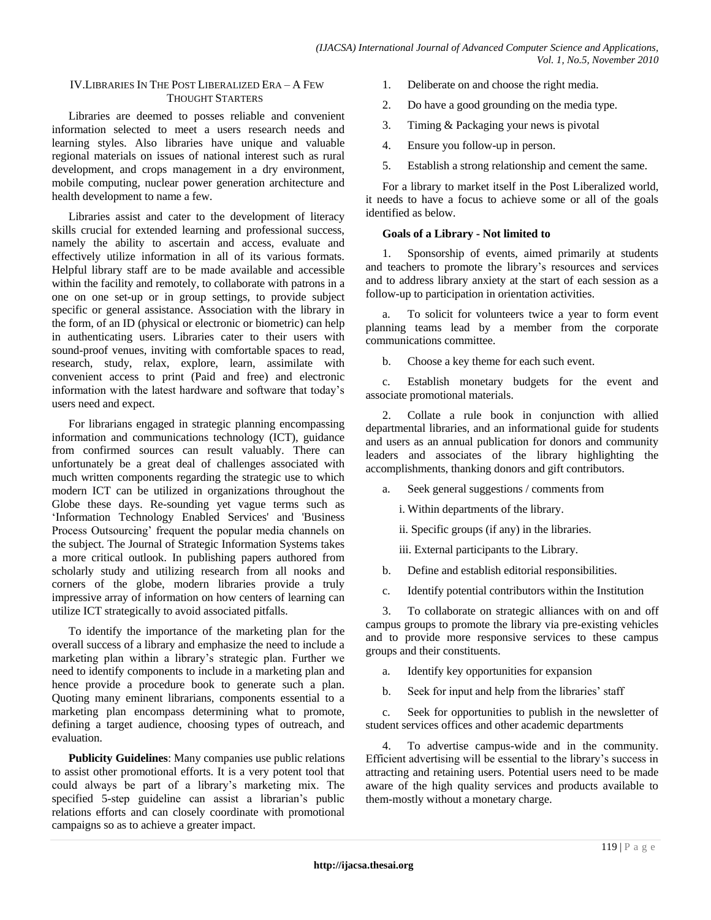## IV. Libraries In The Post Liberalized Era – A Few Thought Starters

Libraries are deemed to posses reliable and convenient information selected to meet a users research needs and learning styles. Also libraries have unique and valuable regional materials on issues of national interest such as rural development, and crops management in a dry environment, mobile computing, nuclear power generation architecture and health development to name a few.

Libraries assist and cater to the development of literacy skills crucial for extended learning and professional success, namely the ability to ascertain and access, evaluate and effectively utilize information in all of its various formats. Helpful library staff are to be made available and accessible within the facility and remotely, to collaborate with patrons in a one on one set-up or in group settings, to provide subject specific or general assistance. Association with the library in the form, of an ID (physical or electronic or biometric) can help in authenticating users. Libraries cater to their users with sound-proof venues, inviting with comfortable spaces to read, research, study, relax, explore, learn, assimilate with convenient access to print (Paid and free) and electronic information with the latest hardware and software that today's users need and expect.

For librarians engaged in strategic planning encompassing information and communications technology (ICT), guidance from confirmed sources can result valuably. There can unfortunately be a great deal of challenges associated with much written components regarding the strategic use to which modern ICT can be utilized in organizations throughout the Globe these days. Re-sounding yet vague terms such as 'Information Technology Enabled Services' and 'Business Process Outsourcing' frequent the popular media channels on the subject. The Journal of Strategic Information Systems takes a more critical outlook. In publishing papers authored from scholarly study and utilizing research from all nooks and corners of the globe, modern libraries provide a truly impressive array of information on how centers of learning can utilize ICT strategically to avoid associated pitfalls.

To identify the importance of the marketing plan for the overall success of a library and emphasize the need to include a marketing plan within a library's strategic plan. Further we need to identify components to include in a marketing plan and hence provide a procedure book to generate such a plan. Quoting many eminent librarians, components essential to a marketing plan encompass determining what to promote, defining a target audience, choosing types of outreach, and evaluation.

**Publicity Guidelines**: Many companies use public relations to assist other promotional efforts. It is a very potent tool that could always be part of a library's marketing mix. The specified 5-step guideline can assist a librarian's public relations efforts and can closely coordinate with promotional campaigns so as to achieve a greater impact.

1. Deliberate on and choose the right media.
2. Do have a good grounding on the media type.
3. Timing & Packaging your news is pivotal
4. Ensure you follow-up in person.
5. Establish a strong relationship and cement the same.

For a library to market itself in the Post Liberalized world, it needs to have a focus to achieve some or all of the goals identified as below.

**Goals of a Library - Not limited to**

1. Sponsorship of events, aimed primarily at students and teachers to promote the library's resources and services and to address library anxiety at the start of each session as a follow-up to participation in orientation activities.

   a. To solicit for volunteers twice a year to form event planning teams lead by a member from the corporate communications committee.

   b. Choose a key theme for each such event.

   c. Establish monetary budgets for the event and associate promotional materials.

2. Collate a rule book in conjunction with allied departmental libraries, and an informational guide for students and users as an annual publication for donors and community leaders and associates of the library highlighting the accomplishments, thanking donors and gift contributors.

   a. Seek general suggestions / comments from

      i. Within departments of the library.

      ii. Specific groups (if any) in the libraries.

      iii. External participants to the Library.

   b. Define and establish editorial responsibilities.

   c. Identify potential contributors within the Institution

3. To collaborate on strategic alliances with on and off campus groups to promote the library via pre-existing vehicles and to provide more responsive services to these campus groups and their constituents.

   a. Identify key opportunities for expansion

   b. Seek for input and help from the libraries' staff

   c. Seek for opportunities to publish in the newsletter of student services offices and other academic departments

4. To advertise campus-wide and in the community. Efficient advertising will be essential to the library's success in attracting and retaining users. Potential users need to be made aware of the high quality services and products available to them-mostly without a monetary charge.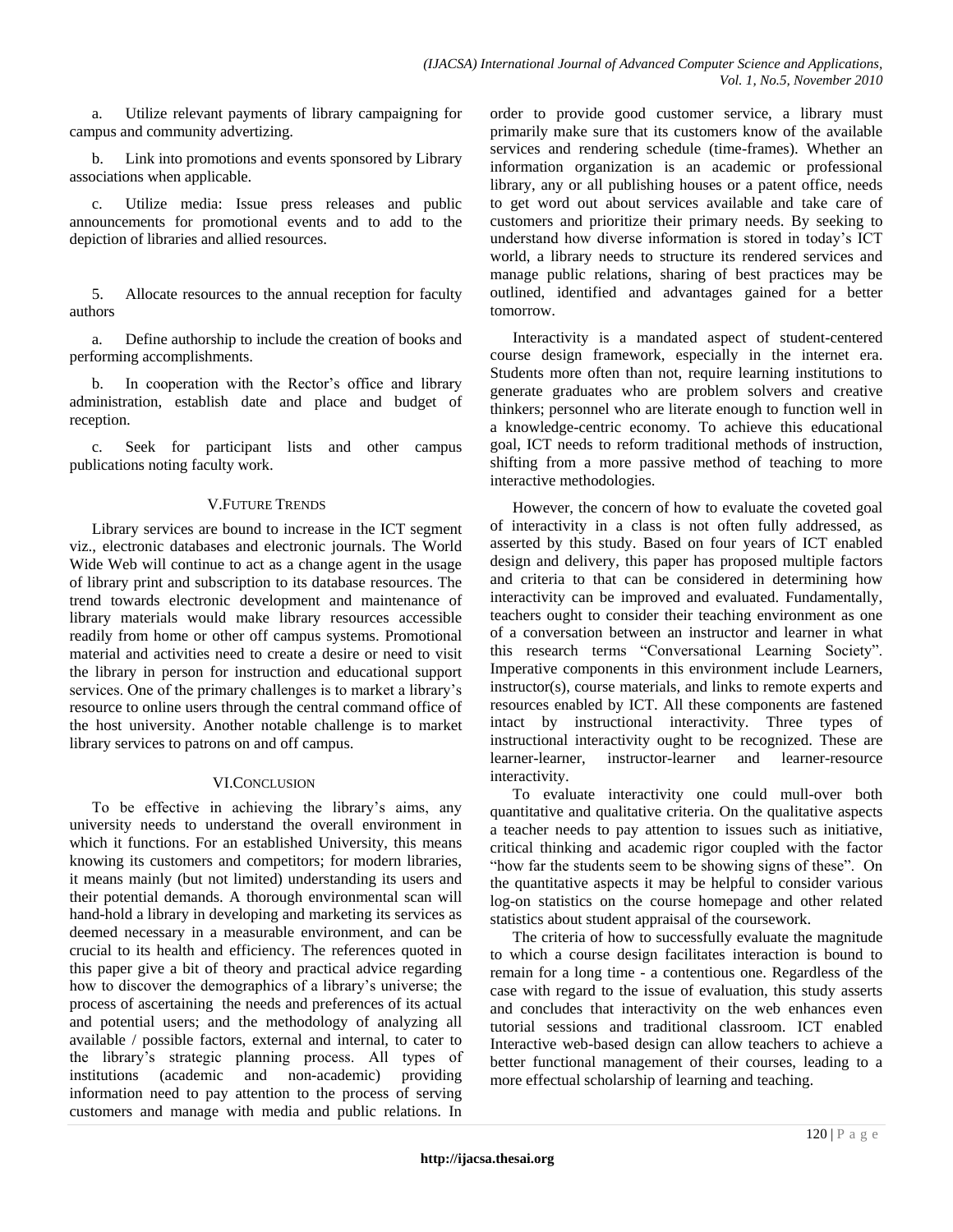a. Utilize relevant payments of library campaigning for campus and community advertizing.

b. Link into promotions and events sponsored by Library associations when applicable.

c. Utilize media: Issue press releases and public announcements for promotional events and to add to the depiction of libraries and allied resources.

5. Allocate resources to the annual reception for faculty authors

a. Define authorship to include the creation of books and performing accomplishments.

b. In cooperation with the Rector's office and library administration, establish date and place and budget of reception.

c. Seek for participant lists and other campus publications noting faculty work.

## V. FUTURE TRENDS

Library services are bound to increase in the ICT segment viz., electronic databases and electronic journals. The World Wide Web will continue to act as a change agent in the usage of library print and subscription to its database resources. The trend towards electronic development and maintenance of library materials would make library resources accessible readily from home or other off campus systems. Promotional material and activities need to create a desire or need to visit the library in person for instruction and educational support services. One of the primary challenges is to market a library's resource to online users through the central command office of the host university. Another notable challenge is to market library services to patrons on and off campus.

## VI. CONCLUSION

To be effective in achieving the library's aims, any university needs to understand the overall environment in which it functions. For an established University, this means knowing its customers and competitors; for modern libraries, it means mainly (but not limited) understanding its users and their potential demands. A thorough environmental scan will hand-hold a library in developing and marketing its services as deemed necessary in a measurable environment, and can be crucial to its health and efficiency. The references quoted in this paper give a bit of theory and practical advice regarding how to discover the demographics of a library's universe; the process of ascertaining the needs and preferences of its actual and potential users; and the methodology of analyzing all available / possible factors, external and internal, to cater to the library's strategic planning process. All types of institutions (academic and non-academic) providing information need to pay attention to the process of serving customers and manage with media and public relations. In order to provide good customer service, a library must primarily make sure that its customers know of the available services and rendering schedule (time-frames). Whether an information organization is an academic or professional library, any or all publishing houses or a patent office, needs to get word out about services available and take care of customers and prioritize their primary needs. By seeking to understand how diverse information is stored in today's ICT world, a library needs to structure its rendered services and manage public relations, sharing of best practices may be outlined, identified and advantages gained for a better tomorrow.

Interactivity is a mandated aspect of student-centered course design framework, especially in the internet era. Students more often than not, require learning institutions to generate graduates who are problem solvers and creative thinkers; personnel who are literate enough to function well in a knowledge-centric economy. To achieve this educational goal, ICT needs to reform traditional methods of instruction, shifting from a more passive method of teaching to more interactive methodologies.

However, the concern of how to evaluate the coveted goal of interactivity in a class is not often fully addressed, as asserted by this study. Based on four years of ICT enabled design and delivery, this paper has proposed multiple factors and criteria to that can be considered in determining how interactivity can be improved and evaluated. Fundamentally, teachers ought to consider their teaching environment as one of a conversation between an instructor and learner in what this research terms "Conversational Learning Society". Imperative components in this environment include Learners, instructor(s), course materials, and links to remote experts and resources enabled by ICT. All these components are fastened intact by instructional interactivity. Three types of instructional interactivity ought to be recognized. These are learner-learner, instructor-learner and learner-resource interactivity.

To evaluate interactivity one could mull-over both quantitative and qualitative criteria. On the qualitative aspects a teacher needs to pay attention to issues such as initiative, critical thinking and academic rigor coupled with the factor "how far the students seem to be showing signs of these". On the quantitative aspects it may be helpful to consider various log-on statistics on the course homepage and other related statistics about student appraisal of the coursework.

The criteria of how to successfully evaluate the magnitude to which a course design facilitates interaction is bound to remain for a long time - a contentious one. Regardless of the case with regard to the issue of evaluation, this study asserts and concludes that interactivity on the web enhances even tutorial sessions and traditional classroom. ICT enabled Interactive web-based design can allow teachers to achieve a better functional management of their courses, leading to a more effectual scholarship of learning and teaching.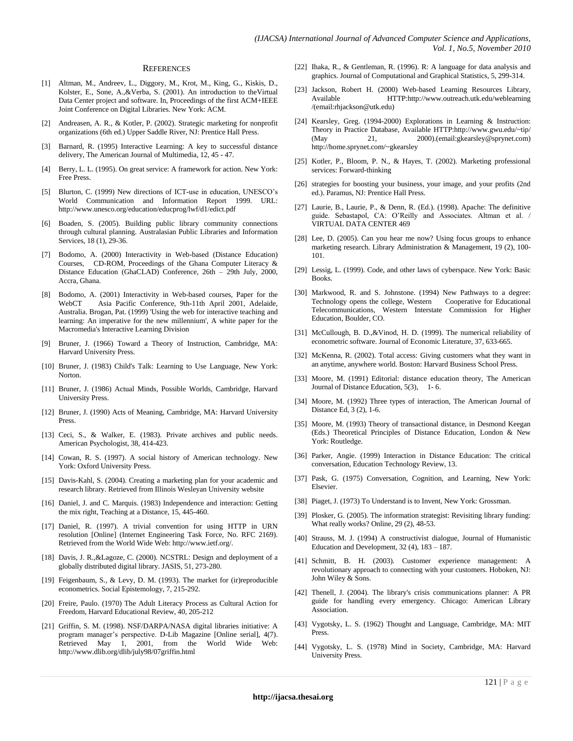## REFERENCES

[1] Altman, M., Andreev, L., Diggory, M., Krot, M., King, G., Kiskis, D., Kolster, E., Sone, A.,&Verba, S. (2001). An introduction to theVirtual Data Center project and software. In, Proceedings of the first ACM+IEEE Joint Conference on Digital Libraries. New York: ACM.

[2] Andreasen, A. R., & Kotler, P. (2002). Strategic marketing for nonprofit organizations (6th ed.) Upper Saddle River, NJ: Prentice Hall Press.

[3] Barnard, R. (1995) Interactive Learning: A key to successful distance delivery, The American Journal of Multimedia, 12, 45 - 47.

[4] Berry, L. L. (1995). On great service: A framework for action. New York: Free Press.

[5] Blurton, C. (1999) New directions of ICT-use in education, UNESCO's World Communication and Information Report 1999. URL: http://www.unesco.org/education/educprog/lwf/d1/edict.pdf

[6] Boaden, S. (2005). Building public library community connections through cultural planning. Australasian Public Libraries and Information Services, 18 (1), 29-36.

[7] Bodomo, A. (2000) Interactivity in Web-based (Distance Education) Courses, CD-ROM, Proceedings of the Ghana Computer Literacy & Distance Education (GhaCLAD) Conference, 26th – 29th July, 2000, Accra, Ghana.

[8] Bodomo, A. (2001) Interactivity in Web-based courses, Paper for the WebCT Asia Pacific Conference, 9th-11th April 2001, Adelaide, Australia. Brogan, Pat. (1999) 'Using the web for interactive teaching and learning: An imperative for the new millennium', A white paper for the Macromedia's Interactive Learning Division

[9] Bruner, J. (1966) Toward a Theory of Instruction, Cambridge, MA: Harvard University Press.

[10] Bruner, J. (1983) Child's Talk: Learning to Use Language, New York: Norton.

[11] Bruner, J. (1986) Actual Minds, Possible Worlds, Cambridge, Harvard University Press.

[12] Bruner, J. (1990) Acts of Meaning, Cambridge, MA: Harvard University Press.

[13] Ceci, S., & Walker, E. (1983). Private archives and public needs. American Psychologist, 38, 414-423.

[14] Cowan, R. S. (1997). A social history of American technology. New York: Oxford University Press.

[15] Davis-Kahl, S. (2004). Creating a marketing plan for your academic and research library. Retrieved from Illinois Wesleyan University website

[16] Daniel, J. and C. Marquis. (1983) Independence and interaction: Getting the mix right, Teaching at a Distance, 15, 445-460.

[17] Daniel, R. (1997). A trivial convention for using HTTP in URN resolution [Online] (Internet Engineering Task Force, No. RFC 2169). Retrieved from the World Wide Web: http://www.ietf.org/.

[18] Davis, J. R.,&Lagoze, C. (2000). NCSTRL: Design and deployment of a globally distributed digital library. JASIS, 51, 273-280.

[19] Feigenbaum, S., & Levy, D. M. (1993). The market for (ir)reproducible econometrics. Social Epistemology, 7, 215-292.

[20] Freire, Paulo. (1970) The Adult Literacy Process as Cultural Action for Freedom, Harvard Educational Review, 40, 205-212

[21] Griffin, S. M. (1998). NSF/DARPA/NASA digital libraries initiative: A program manager's perspective. D-Lib Magazine [Online serial], 4(7). Retrieved May 1, 2001, from the World Wide Web: http://www.dlib.org/dlib/july98/07griffin.html

[22] Ihaka, R., & Gentleman, R. (1996). R: A language for data analysis and graphics. Journal of Computational and Graphical Statistics, 5, 299-314.

[23] Jackson, Robert H. (2000) Web-based Learning Resources Library, Available HTTP:http://www.outreach.utk.edu/weblearning /(email:rhjackson@utk.edu)

[24] Kearsley, Greg. (1994-2000) Explorations in Learning & Instruction: Theory in Practice Database, Available HTTP:http://www.gwu.edu/~tip/ (May 21, 2000).(email:gkearsley@sprynet.com) http://home.sprynet.com/~gkearsley

[25] Kotler, P., Bloom, P. N., & Hayes, T. (2002). Marketing professional services: Forward-thinking

[26] strategies for boosting your business, your image, and your profits (2nd ed.). Paramus, NJ: Prentice Hall Press.

[27] Laurie, B., Laurie, P., & Denn, R. (Ed.). (1998). Apache: The definitive guide. Sebastapol, CA: O'Reilly and Associates. Altman et al. / VIRTUAL DATA CENTER 469

[28] Lee, D. (2005). Can you hear me now? Using focus groups to enhance marketing research. Library Administration & Management, 19 (2), 100-101.

[29] Lessig, L. (1999). Code, and other laws of cyberspace. New York: Basic Books.

[30] Markwood, R. and S. Johnstone. (1994) New Pathways to a degree: Technology opens the college, Western Cooperative for Educational Telecommunications, Western Interstate Commission for Higher Education, Boulder, CO.

[31] McCullough, B. D.,&Vinod, H. D. (1999). The numerical reliability of econometric software. Journal of Economic Literature, 37, 633-665.

[32] McKenna, R. (2002). Total access: Giving customers what they want in an anytime, anywhere world. Boston: Harvard Business School Press.

[33] Moore, M. (1991) Editorial: distance education theory, The American Journal of Distance Education, 5(3), 1- 6.

[34] Moore, M. (1992) Three types of interaction, The American Journal of Distance Ed, 3 (2), 1-6.

[35] Moore, M. (1993) Theory of transactional distance, in Desmond Keegan (Eds.) Theoretical Principles of Distance Education, London & New York: Routledge.

[36] Parker, Angie. (1999) Interaction in Distance Education: The critical conversation, Education Technology Review, 13.

[37] Pask, G. (1975) Conversation, Cognition, and Learning, New York: Elsevier.

[38] Piaget, J. (1973) To Understand is to Invent, New York: Grossman.

[39] Plosker, G. (2005). The information strategist: Revisiting library funding: What really works? Online, 29 (2), 48-53.

[40] Strauss, M. J. (1994) A constructivist dialogue, Journal of Humanistic Education and Development, 32 (4), 183 – 187.

[41] Schmitt, B. H. (2003). Customer experience management: A revolutionary approach to connecting with your customers. Hoboken, NJ: John Wiley & Sons.

[42] Thenell, J. (2004). The library's crisis communications planner: A PR guide for handling every emergency. Chicago: American Library Association.

[43] Vygotsky, L. S. (1962) Thought and Language, Cambridge, MA: MIT Press.

[44] Vygotsky, L. S. (1978) Mind in Society, Cambridge, MA: Harvard University Press.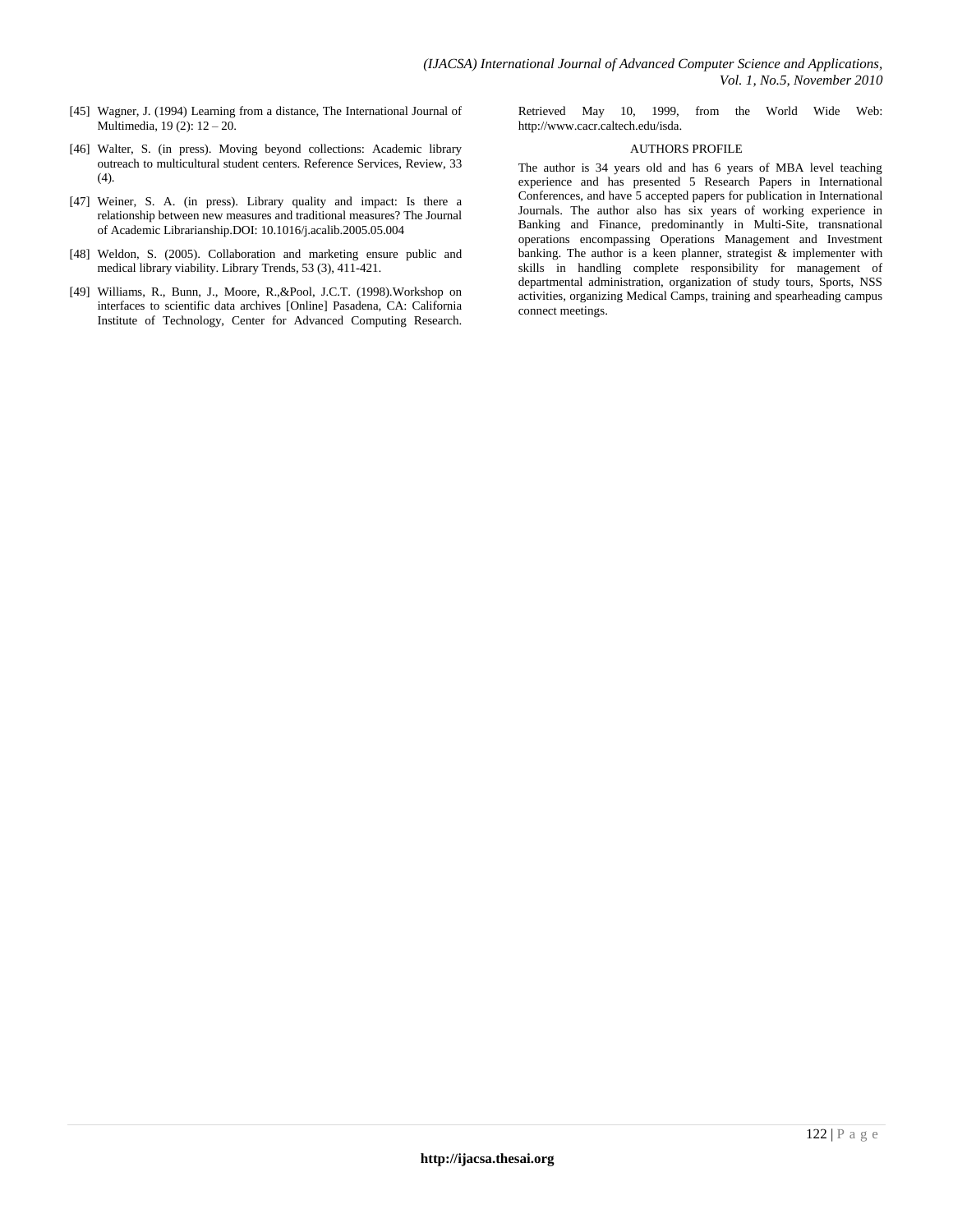[45] Wagner, J. (1994) Learning from a distance, The International Journal of Multimedia, 19 (2): 12 – 20.

[46] Walter, S. (in press). Moving beyond collections: Academic library outreach to multicultural student centers. Reference Services, Review, 33 (4).

[47] Weiner, S. A. (in press). Library quality and impact: Is there a relationship between new measures and traditional measures? The Journal of Academic Librarianship.DOI: 10.1016/j.acalib.2005.05.004

[48] Weldon, S. (2005). Collaboration and marketing ensure public and medical library viability. Library Trends, 53 (3), 411-421.

[49] Williams, R., Bunn, J., Moore, R.,&Pool, J.C.T. (1998).Workshop on interfaces to scientific data archives [Online] Pasadena, CA: California Institute of Technology, Center for Advanced Computing Research. Retrieved May 10, 1999, from the World Wide Web: http://www.cacr.caltech.edu/isda.

## AUTHORS PROFILE

The author is 34 years old and has 6 years of MBA level teaching experience and has presented 5 Research Papers in International Conferences, and have 5 accepted papers for publication in International Journals. The author also has six years of working experience in Banking and Finance, predominantly in Multi-Site, transnational operations encompassing Operations Management and Investment banking. The author is a keen planner, strategist & implementer with skills in handling complete responsibility for management of departmental administration, organization of study tours, Sports, NSS activities, organizing Medical Camps, training and spearheading campus connect meetings.